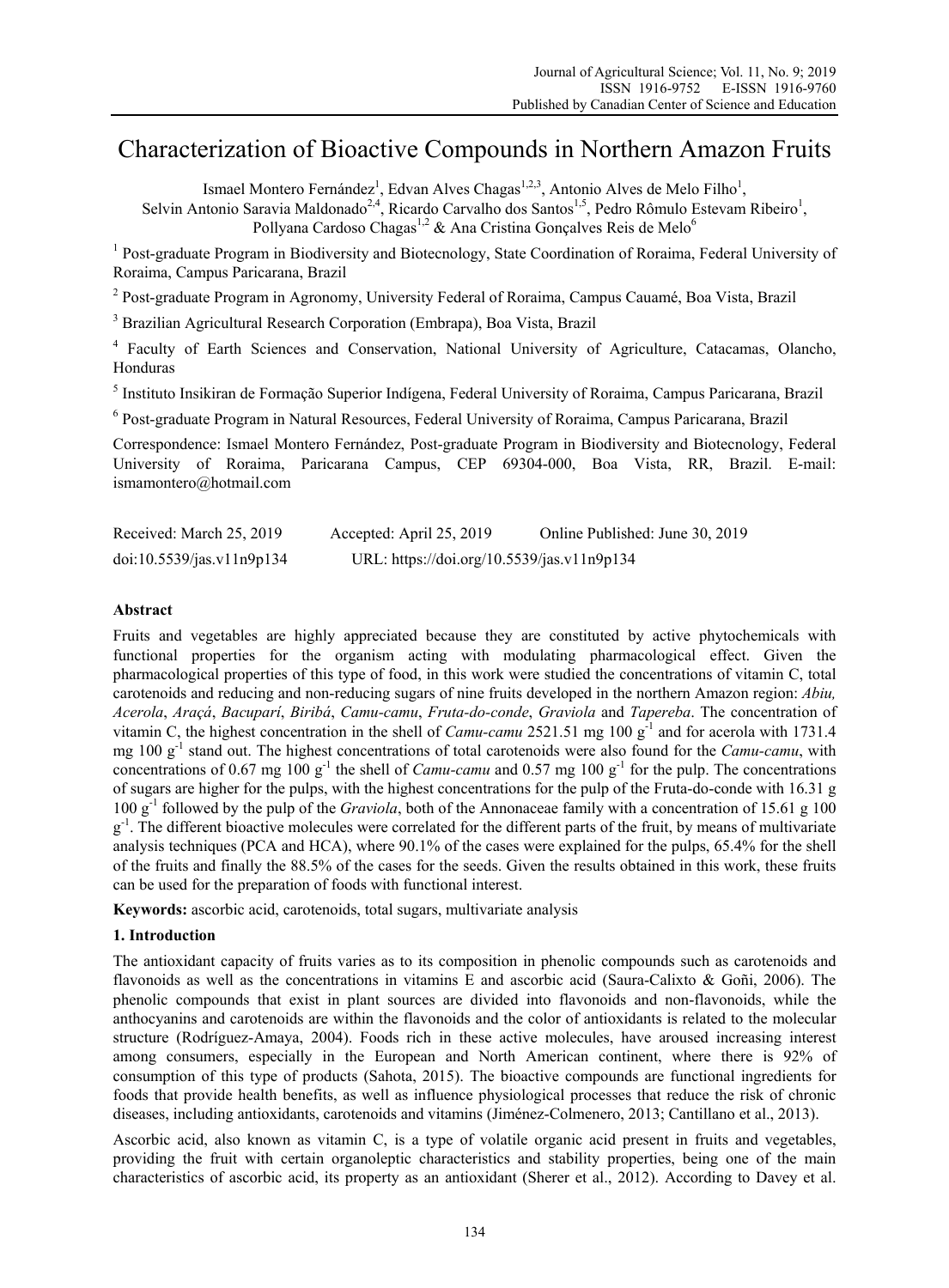# Characterization of Bioactive Compounds in Northern Amazon Fruits

Ismael Montero Fernández[1], Edvan Alves Chagas[1,2,3], Antonio Alves de Melo Filho[1], Selvin Antonio Saravia Maldonado[2,4], Ricardo Carvalho dos Santos[1,5], Pedro Rômulo Estevam Ribeiro[1], Pollyana Cardoso Chagas[1,2] & Ana Cristina Gonçalves Reis de Melo[6]

[1] Post-graduate Program in Biodiversity and Biotecnology, State Coordination of Roraima, Federal University of Roraima, Campus Paricarana, Brazil

[2] Post-graduate Program in Agronomy, University Federal of Roraima, Campus Cauamé, Boa Vista, Brazil

[3] Brazilian Agricultural Research Corporation (Embrapa), Boa Vista, Brazil

[4] Faculty of Earth Sciences and Conservation, National University of Agriculture, Catacamas, Olancho, Honduras

[5] Instituto Insikiran de Formação Superior Indígena, Federal University of Roraima, Campus Paricarana, Brazil

[6] Post-graduate Program in Natural Resources, Federal University of Roraima, Campus Paricarana, Brazil

Correspondence: Ismael Montero Fernández, Post-graduate Program in Biodiversity and Biotecnology, Federal University of Roraima, Paricarana Campus, CEP 69304-000, Boa Vista, RR, Brazil. E-mail: ismamontero@hotmail.com

Received: March 25, 2019 Accepted: April 25, 2019 Online Published: June 30, 2019

doi:10.5539/jas.v11n9p134 URL: https://doi.org/10.5539/jas.v11n9p134

## Abstract

Fruits and vegetables are highly appreciated because they are constituted by active phytochemicals with functional properties for the organism acting with modulating pharmacological effect. Given the pharmacological properties of this type of food, in this work were studied the concentrations of vitamin C, total carotenoids and reducing and non-reducing sugars of nine fruits developed in the northern Amazon region: *Abiu, Acerola*, *Araçá*, *Bacuparí*, *Biribá*, *Camu-camu*, *Fruta-do-conde*, *Graviola* and *Tapereba*. The concentration of vitamin C, the highest concentration in the shell of *Camu-camu* 2521.51 mg 100 $g^{-1}$ and for acerola with 1731.4 mg 100 $g^{-1}$ stand out. The highest concentrations of total carotenoids were also found for the *Camu-camu*, with concentrations of 0.67 mg 100 $g^{-1}$ the shell of *Camu-camu* and 0.57 mg 100 $g^{-1}$ for the pulp. The concentrations of sugars are higher for the pulps, with the highest concentrations for the pulp of the Fruta-do-conde with 16.31 g 100 $g^{-1}$ followed by the pulp of the *Graviola*, both of the Annonaceae family with a concentration of 15.61 g 100 $g^{-1}$. The different bioactive molecules were correlated for the different parts of the fruit, by means of multivariate analysis techniques (PCA and HCA), where 90.1% of the cases were explained for the pulps, 65.4% for the shell of the fruits and finally the 88.5% of the cases for the seeds. Given the results obtained in this work, these fruits can be used for the preparation of foods with functional interest.

**Keywords:** ascorbic acid, carotenoids, total sugars, multivariate analysis

## 1. Introduction

The antioxidant capacity of fruits varies as to its composition in phenolic compounds such as carotenoids and flavonoids as well as the concentrations in vitamins E and ascorbic acid (Saura-Calixto & Goñi, 2006). The phenolic compounds that exist in plant sources are divided into flavonoids and non-flavonoids, while the anthocyanins and carotenoids are within the flavonoids and the color of antioxidants is related to the molecular structure (Rodríguez-Amaya, 2004). Foods rich in these active molecules, have aroused increasing interest among consumers, especially in the European and North American continent, where there is 92% of consumption of this type of products (Sahota, 2015). The bioactive compounds are functional ingredients for foods that provide health benefits, as well as influence physiological processes that reduce the risk of chronic diseases, including antioxidants, carotenoids and vitamins (Jiménez-Colmenero, 2013; Cantillano et al., 2013).

Ascorbic acid, also known as vitamin C, is a type of volatile organic acid present in fruits and vegetables, providing the fruit with certain organoleptic characteristics and stability properties, being one of the main characteristics of ascorbic acid, its property as an antioxidant (Sherer et al., 2012). According to Davey et al.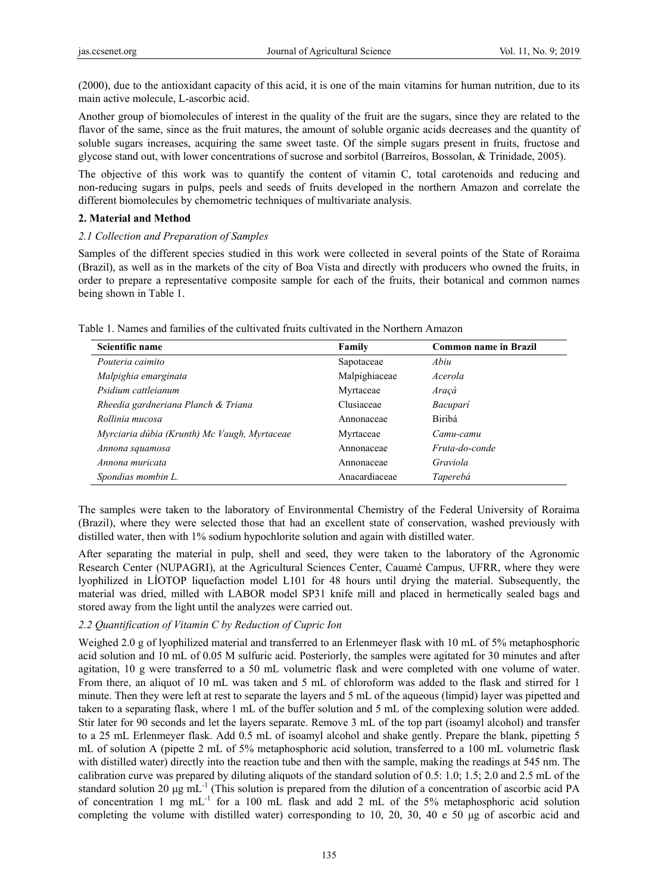(2000), due to the antioxidant capacity of this acid, it is one of the main vitamins for human nutrition, due to its main active molecule, L-ascorbic acid.

Another group of biomolecules of interest in the quality of the fruit are the sugars, since they are related to the flavor of the same, since as the fruit matures, the amount of soluble organic acids decreases and the quantity of soluble sugars increases, acquiring the same sweet taste. Of the simple sugars present in fruits, fructose and glycose stand out, with lower concentrations of sucrose and sorbitol (Barreiros, Bossolan, & Trinidade, 2005).

The objective of this work was to quantify the content of vitamin C, total carotenoids and reducing and non-reducing sugars in pulps, peels and seeds of fruits developed in the northern Amazon and correlate the different biomolecules by chemometric techniques of multivariate analysis.

## 2. Material and Method

### *2.1 Collection and Preparation of Samples*

Samples of the different species studied in this work were collected in several points of the State of Roraima (Brazil), as well as in the markets of the city of Boa Vista and directly with producers who owned the fruits, in order to prepare a representative composite sample for each of the fruits, their botanical and common names being shown in Table 1.

Table 1. Names and families of the cultivated fruits cultivated in the Northern Amazon

| Scientific name | Family | Common name in Brazil |
|---|---|---|
| *Pouteria caimito* | Sapotaceae | *Abiu* |
| *Malpighia emarginata* | Malpighiaceae | *Acerola* |
| *Psidium cattleianum* | Myrtaceae | *Araçá* |
| *Rheedia gardneriana Planch & Triana* | Clusiaceae | *Bacuparí* |
| *Rollinia mucosa* | Annonaceae | Biribá |
| *Myrciaria dúbia (Krunth) Mc Vaugh, Myrtaceae* | Myrtaceae | *Camu-camu* |
| *Annona squamosa* | Annonaceae | *Fruta-do-conde* |
| *Annona muricata* | Annonaceae | *Graviola* |
| *Spondias mombin L.* | Anacardiaceae | *Taperebá* |

The samples were taken to the laboratory of Environmental Chemistry of the Federal University of Roraima (Brazil), where they were selected those that had an excellent state of conservation, washed previously with distilled water, then with 1% sodium hypochlorite solution and again with distilled water.

After separating the material in pulp, shell and seed, they were taken to the laboratory of the Agronomic Research Center (NUPAGRI), at the Agricultural Sciences Center, Cauamé Campus, UFRR, where they were lyophilized in LÍOTOP liquefaction model L101 for 48 hours until drying the material. Subsequently, the material was dried, milled with LABOR model SP31 knife mill and placed in hermetically sealed bags and stored away from the light until the analyzes were carried out.

### *2.2 Quantification of Vitamin C by Reduction of Cupric Ion*

Weighed 2.0 g of lyophilized material and transferred to an Erlenmeyer flask with 10 mL of 5% metaphosphoric acid solution and 10 mL of 0.05 M sulfuric acid. Posteriorly, the samples were agitated for 30 minutes and after agitation, 10 g were transferred to a 50 mL volumetric flask and were completed with one volume of water. From there, an aliquot of 10 mL was taken and 5 mL of chloroform was added to the flask and stirred for 1 minute. Then they were left at rest to separate the layers and 5 mL of the aqueous (limpid) layer was pipetted and taken to a separating flask, where 1 mL of the buffer solution and 5 mL of the complexing solution were added. Stir later for 90 seconds and let the layers separate. Remove 3 mL of the top part (isoamyl alcohol) and transfer to a 25 mL Erlenmeyer flask. Add 0.5 mL of isoamyl alcohol and shake gently. Prepare the blank, pipetting 5 mL of solution A (pipette 2 mL of 5% metaphosphoric acid solution, transferred to a 100 mL volumetric flask with distilled water) directly into the reaction tube and then with the sample, making the readings at 545 nm. The calibration curve was prepared by diluting aliquots of the standard solution of 0.5: 1.0; 1.5; 2.0 and 2.5 mL of the standard solution 20 μg mL$^{-1}$ (This solution is prepared from the dilution of a concentration of ascorbic acid PA of concentration 1 mg mL$^{-1}$ for a 100 mL flask and add 2 mL of the 5% metaphosphoric acid solution completing the volume with distilled water) corresponding to 10, 20, 30, 40 e 50 μg of ascorbic acid and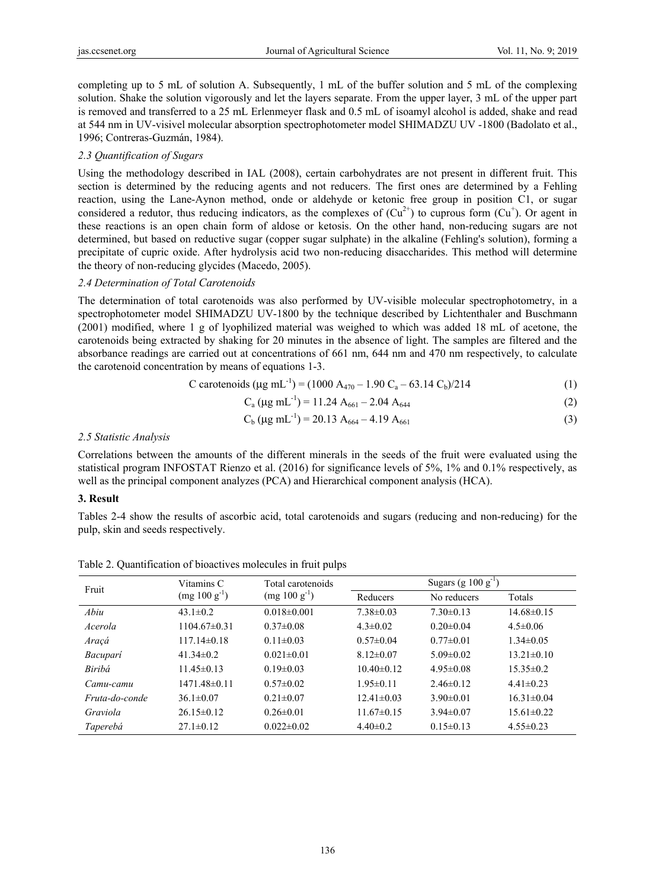completing up to 5 mL of solution A. Subsequently, 1 mL of the buffer solution and 5 mL of the complexing solution. Shake the solution vigorously and let the layers separate. From the upper layer, 3 mL of the upper part is removed and transferred to a 25 mL Erlenmeyer flask and 0.5 mL of isoamyl alcohol is added, shake and read at 544 nm in UV-visivel molecular absorption spectrophotometer model SHIMADZU UV -1800 (Badolato et al., 1996; Contreras-Guzmán, 1984).

### *2.3 Quantification of Sugars*

Using the methodology described in IAL (2008), certain carbohydrates are not present in different fruit. This section is determined by the reducing agents and not reducers. The first ones are determined by a Fehling reaction, using the Lane-Aynon method, onde or aldehyde or ketonic free group in position C1, or sugar considered a redutor, thus reducing indicators, as the complexes of ($Cu^{2+}$) to cuprous form ($Cu^{+}$). Or agent in these reactions is an open chain form of aldose or ketosis. On the other hand, non-reducing sugars are not determined, but based on reductive sugar (copper sugar sulphate) in the alkaline (Fehling's solution), forming a precipitate of cupric oxide. After hydrolysis acid two non-reducing disaccharides. This method will determine the theory of non-reducing glycides (Macedo, 2005).

### *2.4 Determination of Total Carotenoids*

The determination of total carotenoids was also performed by UV-visible molecular spectrophotometry, in a spectrophotometer model SHIMADZU UV-1800 by the technique described by Lichtenthaler and Buschmann (2001) modified, where 1 g of lyophilized material was weighed to which was added 18 mL of acetone, the carotenoids being extracted by shaking for 20 minutes in the absence of light. The samples are filtered and the absorbance readings are carried out at concentrations of 661 nm, 644 nm and 470 nm respectively, to calculate the carotenoid concentration by means of equations 1-3.

$$\text{C carotenoids } (\mu\text{g mL}^{-1}) = (1000\ A_{470} - 1.90\ C_a - 63.14\ C_b)/214 \quad (1)$$

$$C_a\ (\mu\text{g mL}^{-1}) = 11.24\ A_{661} - 2.04\ A_{644} \quad (2)$$

$$C_b\ (\mu\text{g mL}^{-1}) = 20.13\ A_{664} - 4.19\ A_{661} \quad (3)$$

### *2.5 Statistic Analysis*

Correlations between the amounts of the different minerals in the seeds of the fruit were evaluated using the statistical program INFOSTAT Rienzo et al. (2016) for significance levels of 5%, 1% and 0.1% respectively, as well as the principal component analyzes (PCA) and Hierarchical component analysis (HCA).

## 3. Result

Tables 2-4 show the results of ascorbic acid, total carotenoids and sugars (reducing and non-reducing) for the pulp, skin and seeds respectively.

Table 2. Quantification of bioactives molecules in fruit pulps

| Fruit | Vitamins C (mg 100 g$^{-1}$) | Total carotenoids (mg 100 g$^{-1}$) | Sugars (g 100 g$^{-1}$) | | |
|---|---|---|---|---|---|
| | | | Reducers | No reducers | Totals |
| *Abiu* | 43.1±0.2 | 0.018±0.001 | 7.38±0.03 | 7.30±0.13 | 14.68±0.15 |
| *Acerola* | 1104.67±0.31 | 0.37±0.08 | 4.3±0.02 | 0.20±0.04 | 4.5±0.06 |
| *Araçá* | 117.14±0.18 | 0.11±0.03 | 0.57±0.04 | 0.77±0.01 | 1.34±0.05 |
| *Bacuparí* | 41.34±0.2 | 0.021±0.01 | 8.12±0.07 | 5.09±0.02 | 13.21±0.10 |
| *Biribá* | 11.45±0.13 | 0.19±0.03 | 10.40±0.12 | 4.95±0.08 | 15.35±0.2 |
| *Camu-camu* | 1471.48±0.11 | 0.57±0.02 | 1.95±0.11 | 2.46±0.12 | 4.41±0.23 |
| *Fruta-do-conde* | 36.1±0.07 | 0.21±0.07 | 12.41±0.03 | 3.90±0.01 | 16.31±0.04 |
| *Graviola* | 26.15±0.12 | 0.26±0.01 | 11.67±0.15 | 3.94±0.07 | 15.61±0.22 |
| *Taperebá* | 27.1±0.12 | 0.022±0.02 | 4.40±0.2 | 0.15±0.13 | 4.55±0.23 |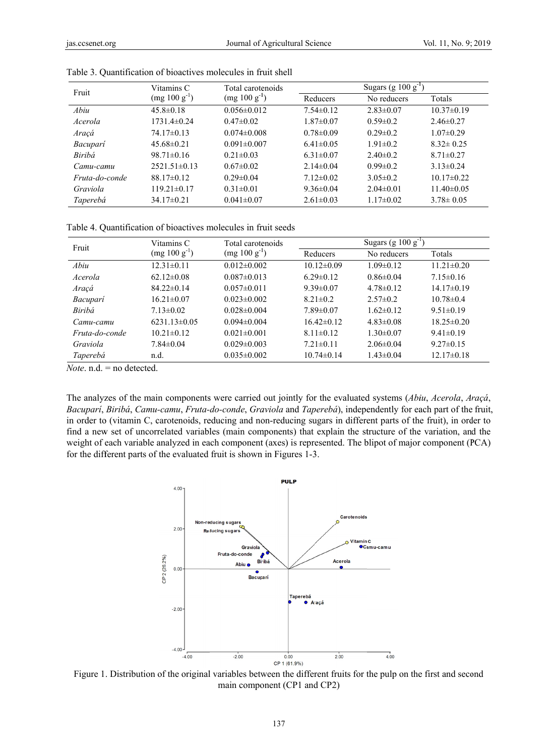Table 3. Quantification of bioactives molecules in fruit shell

| Fruit | Vitamins C (mg 100 g$^{-1}$) | Total carotenoids (mg 100 g$^{-1}$) | Sugars (g 100 g$^{-1}$) | | |
|---|---|---|---|---|---|
| | | | Reducers | No reducers | Totals |
| *Abiu* | 45.8±0.18 | 0.056±0.012 | 7.54±0.12 | 2.83±0.07 | 10.37±0.19 |
| *Acerola* | 1731.4±0.24 | 0.47±0.02 | 1.87±0.07 | 0.59±0.2 | 2.46±0.27 |
| *Araçá* | 74.17±0.13 | 0.074±0.008 | 0.78±0.09 | 0.29±0.2 | 1.07±0.29 |
| *Bacuparí* | 45.68±0.21 | 0.091±0.007 | 6.41±0.05 | 1.91±0.2 | 8.32± 0.25 |
| *Biribá* | 98.71±0.16 | 0.21±0.03 | 6.31±0.07 | 2.40±0.2 | 8.71±0.27 |
| *Camu-camu* | 2521.51±0.13 | 0.67±0.02 | 2.14±0.04 | 0.99±0.2 | 3.13±0.24 |
| *Fruta-do-conde* | 88.17±0.12 | 0.29±0.04 | 7.12±0.02 | 3.05±0.2 | 10.17±0.22 |
| *Graviola* | 119.21±0.17 | 0.31±0.01 | 9.36±0.04 | 2.04±0.01 | 11.40±0.05 |
| *Taperebá* | 34.17±0.21 | 0.041±0.07 | 2.61±0.03 | 1.17±0.02 | 3.78± 0.05 |

Table 4. Quantification of bioactives molecules in fruit seeds

| Fruit | Vitamins C (mg 100 g$^{-1}$) | Total carotenoids (mg 100 g$^{-1}$) | Sugars (g 100 g$^{-1}$) | | |
|---|---|---|---|---|---|
| | | | Reducers | No reducers | Totals |
| *Abiu* | 12.31±0.11 | 0.012±0.002 | 10.12±0.09 | 1.09±0.12 | 11.21±0.20 |
| *Acerola* | 62.12±0.08 | 0.087±0.013 | 6.29±0.12 | 0.86±0.04 | 7.15±0.16 |
| *Araçá* | 84.22±0.14 | 0.057±0.011 | 9.39±0.07 | 4.78±0.12 | 14.17±0.19 |
| *Bacuparí* | 16.21±0.07 | 0.023±0.002 | 8.21±0.2 | 2.57±0.2 | 10.78±0.4 |
| *Biribá* | 7.13±0.02 | 0.028±0.004 | 7.89±0.07 | 1.62±0.12 | 9.51±0.19 |
| *Camu-camu* | 6231.13±0.05 | 0.094±0.004 | 16.42±0.12 | 4.83±0.08 | 18.25±0.20 |
| *Fruta-do-conde* | 10.21±0.12 | 0.021±0.001 | 8.11±0.12 | 1.30±0.07 | 9.41±0.19 |
| *Graviola* | 7.84±0.04 | 0.029±0.003 | 7.21±0.11 | 2.06±0.04 | 9.27±0.15 |
| *Taperebá* | n.d. | 0.035±0.002 | 10.74±0.14 | 1.43±0.04 | 12.17±0.18 |

*Note*. n.d. = no detected.

The analyzes of the main components were carried out jointly for the evaluated systems (*Abiu*, *Acerola*, *Araçá*, *Bacuparí*, *Biribá*, *Camu-camu*, *Fruta-do-conde*, *Graviola* and *Taperebá*), independently for each part of the fruit, in order to (vitamin C, carotenoids, reducing and non-reducing sugars in different parts of the fruit), in order to find a new set of uncorrelated variables (main components) that explain the structure of the variation, and the weight of each variable analyzed in each component (axes) is represented. The blipot of major component (PCA) for the different parts of the evaluated fruit is shown in Figures 1-3.

Figure 1. Distribution of the original variables between the different fruits for the pulp on the first and second main component (CP1 and CP2)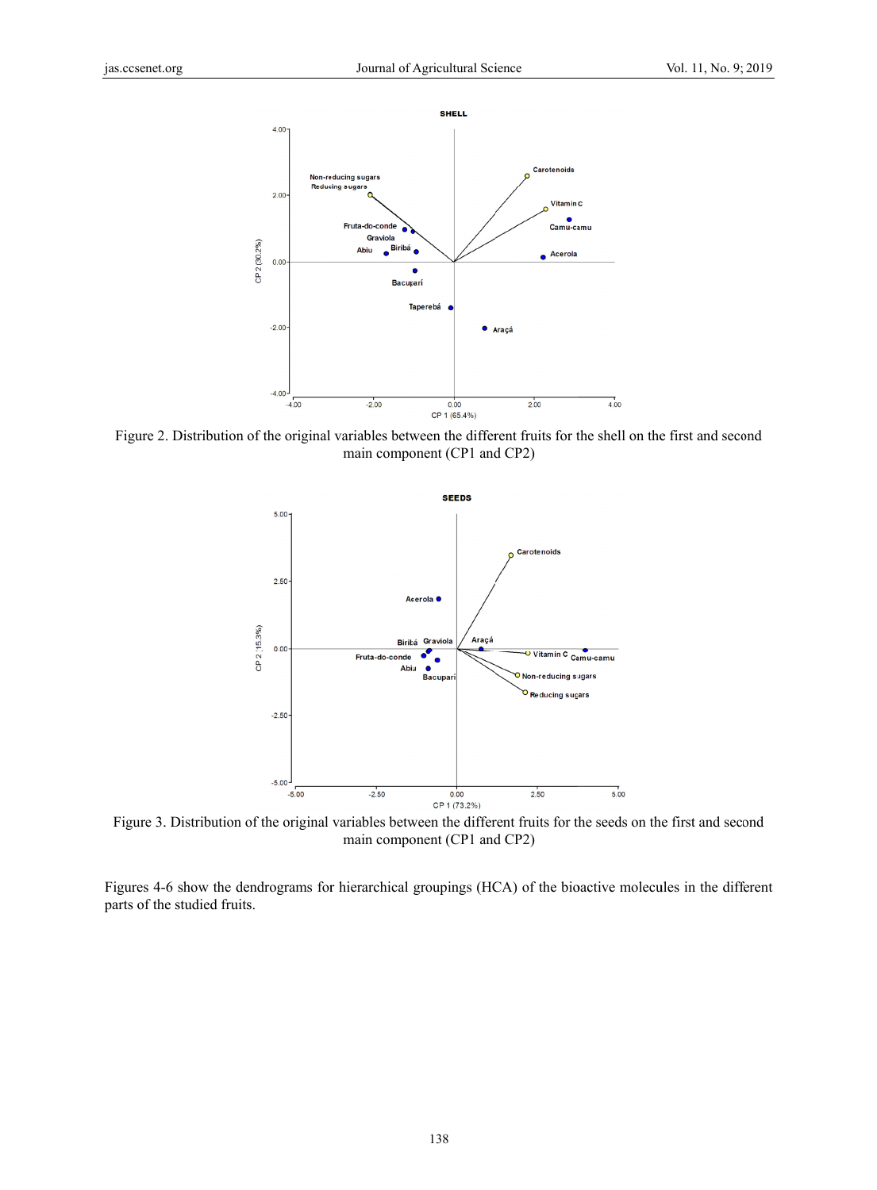Figure 2. Distribution of the original variables between the different fruits for the shell on the first and second main component (CP1 and CP2)

Figure 3. Distribution of the original variables between the different fruits for the seeds on the first and second main component (CP1 and CP2)

Figures 4-6 show the dendrograms for hierarchical groupings (HCA) of the bioactive molecules in the different parts of the studied fruits.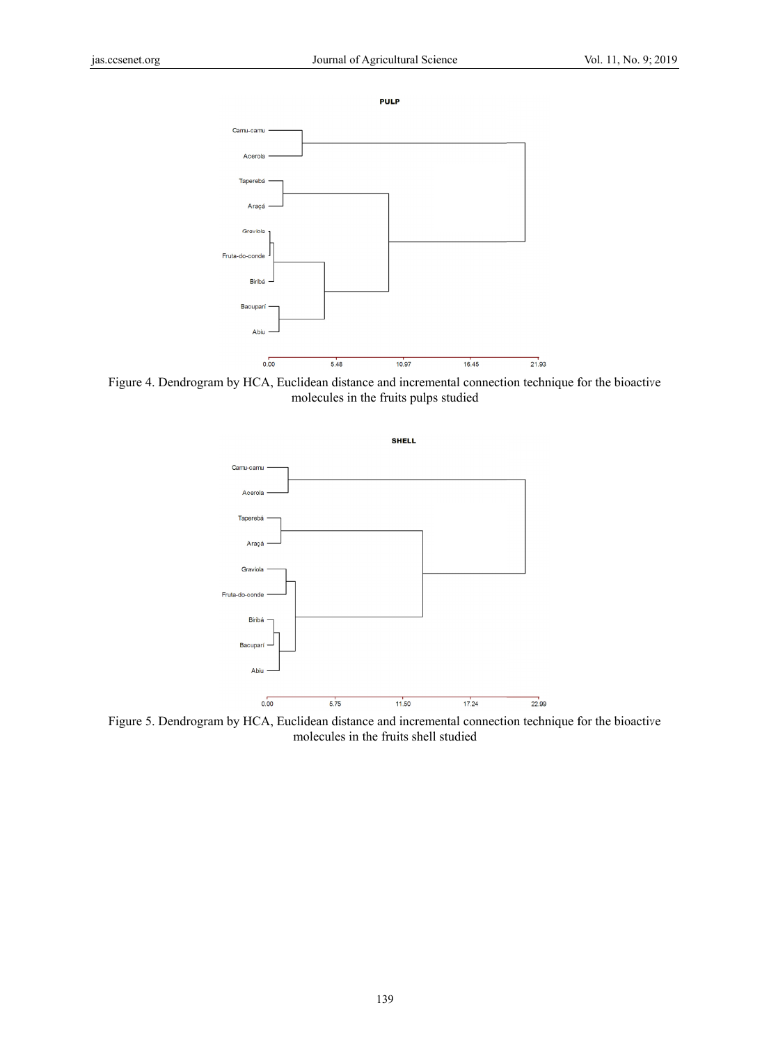Figure 4. Dendrogram by HCA, Euclidean distance and incremental connection technique for the bioactive molecules in the fruits pulps studied

Figure 5. Dendrogram by HCA, Euclidean distance and incremental connection technique for the bioactive molecules in the fruits shell studied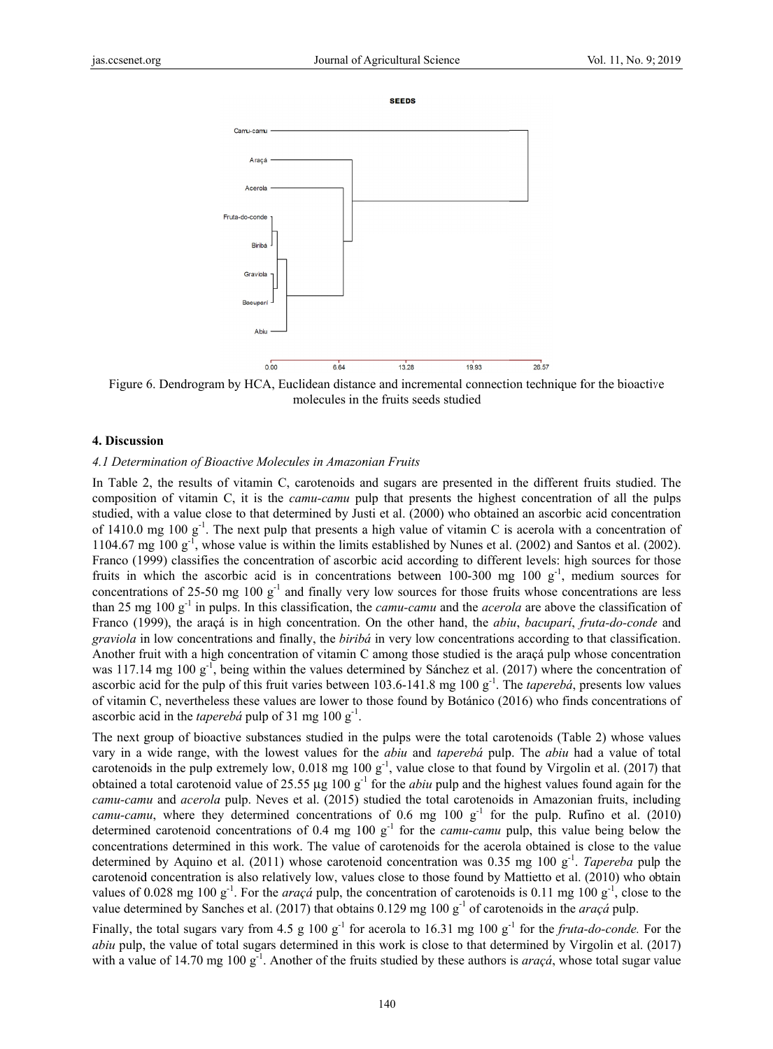Figure 6. Dendrogram by HCA, Euclidean distance and incremental connection technique for the bioactive molecules in the fruits seeds studied

## 4. Discussion

### 4.1 Determination of Bioactive Molecules in Amazonian Fruits

In Table 2, the results of vitamin C, carotenoids and sugars are presented in the different fruits studied. The composition of vitamin C, it is the *camu-camu* pulp that presents the highest concentration of all the pulps studied, with a value close to that determined by Justi et al. (2000) who obtained an ascorbic acid concentration of 1410.0 mg 100 $g^{-1}$. The next pulp that presents a high value of vitamin C is acerola with a concentration of 1104.67 mg 100 $g^{-1}$, whose value is within the limits established by Nunes et al. (2002) and Santos et al. (2002). Franco (1999) classifies the concentration of ascorbic acid according to different levels: high sources for those fruits in which the ascorbic acid is in concentrations between 100-300 mg 100 $g^{-1}$, medium sources for concentrations of 25-50 mg 100 $g^{-1}$ and finally very low sources for those fruits whose concentrations are less than 25 mg 100 $g^{-1}$ in pulps. In this classification, the *camu-camu* and the *acerola* are above the classification of Franco (1999), the araçá is in high concentration. On the other hand, the *abiu*, *bacupari*, *fruta-do-conde* and *graviola* in low concentrations and finally, the *biribá* in very low concentrations according to that classification. Another fruit with a high concentration of vitamin C among those studied is the araçá pulp whose concentration was 117.14 mg 100 $g^{-1}$, being within the values determined by Sánchez et al. (2017) where the concentration of ascorbic acid for the pulp of this fruit varies between 103.6-141.8 mg 100 $g^{-1}$. The *taperebá*, presents low values of vitamin C, nevertheless these values are lower to those found by Botánico (2016) who finds concentrations of ascorbic acid in the *taperebá* pulp of 31 mg 100 $g^{-1}$.

The next group of bioactive substances studied in the pulps were the total carotenoids (Table 2) whose values vary in a wide range, with the lowest values for the *abiu* and *taperebá* pulp. The *abiu* had a value of total carotenoids in the pulp extremely low, 0.018 mg 100 $g^{-1}$, value close to that found by Virgolin et al. (2017) that obtained a total carotenoid value of 25.55 μg 100 $g^{-1}$ for the *abiu* pulp and the highest values found again for the *camu-camu* and *acerola* pulp. Neves et al. (2015) studied the total carotenoids in Amazonian fruits, including *camu-camu*, where they determined concentrations of 0.6 mg 100 $g^{-1}$ for the pulp. Rufino et al. (2010) determined carotenoid concentrations of 0.4 mg 100 $g^{-1}$ for the *camu-camu* pulp, this value being below the concentrations determined in this work. The value of carotenoids for the acerola obtained is close to the value determined by Aquino et al. (2011) whose carotenoid concentration was 0.35 mg 100 $g^{-1}$. *Tapereba* pulp the carotenoid concentration is also relatively low, values close to those found by Mattietto et al. (2010) who obtain values of 0.028 mg 100 $g^{-1}$. For the *araçá* pulp, the concentration of carotenoids is 0.11 mg 100 $g^{-1}$, close to the value determined by Sanches et al. (2017) that obtains 0.129 mg 100 $g^{-1}$ of carotenoids in the *araçá* pulp.

Finally, the total sugars vary from 4.5 g 100 $g^{-1}$ for acerola to 16.31 mg 100 $g^{-1}$ for the *fruta-do-conde*. For the *abiu* pulp, the value of total sugars determined in this work is close to that determined by Virgolin et al. (2017) with a value of 14.70 mg 100 $g^{-1}$. Another of the fruits studied by these authors is *araçá*, whose total sugar value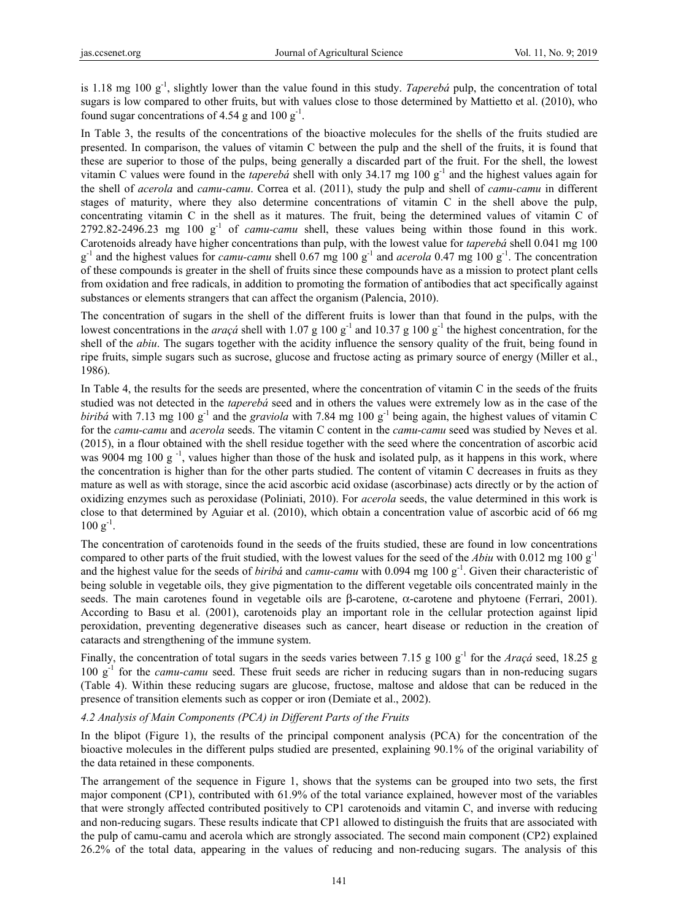is 1.18 mg 100 $g^{-1}$, slightly lower than the value found in this study. *Taperebá* pulp, the concentration of total sugars is low compared to other fruits, but with values close to those determined by Mattietto et al. (2010), who found sugar concentrations of 4.54 g and 100 $g^{-1}$.

In Table 3, the results of the concentrations of the bioactive molecules for the shells of the fruits studied are presented. In comparison, the values of vitamin C between the pulp and the shell of the fruits, it is found that these are superior to those of the pulps, being generally a discarded part of the fruit. For the shell, the lowest vitamin C values were found in the *taperebá* shell with only 34.17 mg 100 $g^{-1}$ and the highest values again for the shell of *acerola* and *camu-camu*. Correa et al. (2011), study the pulp and shell of *camu-camu* in different stages of maturity, where they also determine concentrations of vitamin C in the shell above the pulp, concentrating vitamin C in the shell as it matures. The fruit, being the determined values of vitamin C of 2792.82-2496.23 mg 100 $g^{-1}$ of *camu-camu* shell, these values being within those found in this work. Carotenoids already have higher concentrations than pulp, with the lowest value for *taperebá* shell 0.041 mg 100 $g^{-1}$ and the highest values for *camu-camu* shell 0.67 mg 100 $g^{-1}$ and *acerola* 0.47 mg 100 $g^{-1}$. The concentration of these compounds is greater in the shell of fruits since these compounds have as a mission to protect plant cells from oxidation and free radicals, in addition to promoting the formation of antibodies that act specifically against substances or elements strangers that can affect the organism (Palencia, 2010).

The concentration of sugars in the shell of the different fruits is lower than that found in the pulps, with the lowest concentrations in the *araçá* shell with 1.07 g 100 $g^{-1}$ and 10.37 g 100 $g^{-1}$ the highest concentration, for the shell of the *abiu*. The sugars together with the acidity influence the sensory quality of the fruit, being found in ripe fruits, simple sugars such as sucrose, glucose and fructose acting as primary source of energy (Miller et al., 1986).

In Table 4, the results for the seeds are presented, where the concentration of vitamin C in the seeds of the fruits studied was not detected in the *taperebá* seed and in others the values were extremely low as in the case of the *biribá* with 7.13 mg 100 $g^{-1}$ and the *graviola* with 7.84 mg 100 $g^{-1}$ being again, the highest values of vitamin C for the *camu-camu* and *acerola* seeds. The vitamin C content in the *camu-camu* seed was studied by Neves et al. (2015), in a flour obtained with the shell residue together with the seed where the concentration of ascorbic acid was 9004 mg 100 $g^{-1}$, values higher than those of the husk and isolated pulp, as it happens in this work, where the concentration is higher than for the other parts studied. The content of vitamin C decreases in fruits as they mature as well as with storage, since the acid ascorbic acid oxidase (ascorbinase) acts directly or by the action of oxidizing enzymes such as peroxidase (Poliniati, 2010). For *acerola* seeds, the value determined in this work is close to that determined by Aguiar et al. (2010), which obtain a concentration value of ascorbic acid of 66 mg 100 $g^{-1}$.

The concentration of carotenoids found in the seeds of the fruits studied, these are found in low concentrations compared to other parts of the fruit studied, with the lowest values for the seed of the *Abiu* with 0.012 mg 100 $g^{-1}$ and the highest value for the seeds of *biribá* and *camu-camu* with 0.094 mg 100 $g^{-1}$. Given their characteristic of being soluble in vegetable oils, they give pigmentation to the different vegetable oils concentrated mainly in the seeds. The main carotenes found in vegetable oils are β-carotene, α-carotene and phytoene (Ferrari, 2001). According to Basu et al. (2001), carotenoids play an important role in the cellular protection against lipid peroxidation, preventing degenerative diseases such as cancer, heart disease or reduction in the creation of cataracts and strengthening of the immune system.

Finally, the concentration of total sugars in the seeds varies between 7.15 g 100 $g^{-1}$ for the *Araçá* seed, 18.25 g 100 $g^{-1}$ for the *camu-camu* seed. These fruit seeds are richer in reducing sugars than in non-reducing sugars (Table 4). Within these reducing sugars are glucose, fructose, maltose and aldose that can be reduced in the presence of transition elements such as copper or iron (Demiate et al., 2002).

### 4.2 Analysis of Main Components (PCA) in Different Parts of the Fruits

In the blipot (Figure 1), the results of the principal component analysis (PCA) for the concentration of the bioactive molecules in the different pulps studied are presented, explaining 90.1% of the original variability of the data retained in these components.

The arrangement of the sequence in Figure 1, shows that the systems can be grouped into two sets, the first major component (CP1), contributed with 61.9% of the total variance explained, however most of the variables that were strongly affected contributed positively to CP1 carotenoids and vitamin C, and inverse with reducing and non-reducing sugars. These results indicate that CP1 allowed to distinguish the fruits that are associated with the pulp of camu-camu and acerola which are strongly associated. The second main component (CP2) explained 26.2% of the total data, appearing in the values of reducing and non-reducing sugars. The analysis of this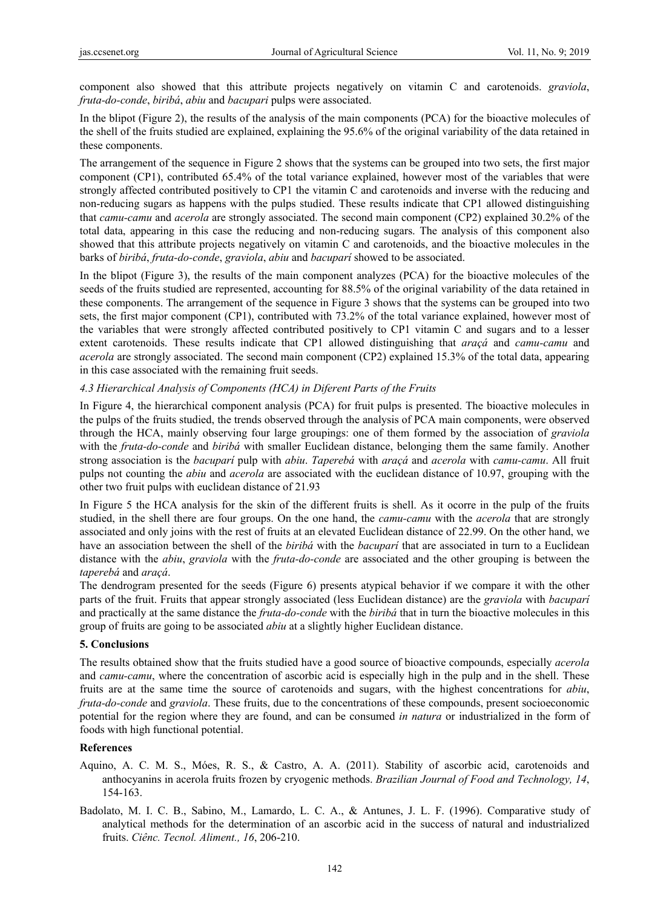component also showed that this attribute projects negatively on vitamin C and carotenoids. *graviola*, *fruta-do-conde*, *biribá*, *abiu* and *bacupari* pulps were associated.

In the blipot (Figure 2), the results of the analysis of the main components (PCA) for the bioactive molecules of the shell of the fruits studied are explained, explaining the 95.6% of the original variability of the data retained in these components.

The arrangement of the sequence in Figure 2 shows that the systems can be grouped into two sets, the first major component (CP1), contributed 65.4% of the total variance explained, however most of the variables that were strongly affected contributed positively to CP1 the vitamin C and carotenoids and inverse with the reducing and non-reducing sugars as happens with the pulps studied. These results indicate that CP1 allowed distinguishing that *camu-camu* and *acerola* are strongly associated. The second main component (CP2) explained 30.2% of the total data, appearing in this case the reducing and non-reducing sugars. The analysis of this component also showed that this attribute projects negatively on vitamin C and carotenoids, and the bioactive molecules in the barks of *biribá*, *fruta-do-conde*, *graviola*, *abiu* and *bacupari* showed to be associated.

In the blipot (Figure 3), the results of the main component analyzes (PCA) for the bioactive molecules of the seeds of the fruits studied are represented, accounting for 88.5% of the original variability of the data retained in these components. The arrangement of the sequence in Figure 3 shows that the systems can be grouped into two sets, the first major component (CP1), contributed with 73.2% of the total variance explained, however most of the variables that were strongly affected contributed positively to CP1 vitamin C and sugars and to a lesser extent carotenoids. These results indicate that CP1 allowed distinguishing that *araçá* and *camu-camu* and *acerola* are strongly associated. The second main component (CP2) explained 15.3% of the total data, appearing in this case associated with the remaining fruit seeds.

### 4.3 Hierarchical Analysis of Components (HCA) in Diferent Parts of the Fruits

In Figure 4, the hierarchical component analysis (PCA) for fruit pulps is presented. The bioactive molecules in the pulps of the fruits studied, the trends observed through the analysis of PCA main components, were observed through the HCA, mainly observing four large groupings: one of them formed by the association of *graviola* with the *fruta-do-conde* and *biribá* with smaller Euclidean distance, belonging them the same family. Another strong association is the *bacuparí* pulp with *abiu*. *Taperebá* with *araçá* and *acerola* with *camu-camu*. All fruit pulps not counting the *abiu* and *acerola* are associated with the euclidean distance of 10.97, grouping with the other two fruit pulps with euclidean distance of 21.93

In Figure 5 the HCA analysis for the skin of the different fruits is shell. As it ocorre in the pulp of the fruits studied, in the shell there are four groups. On the one hand, the *camu-camu* with the *acerola* that are strongly associated and only joins with the rest of fruits at an elevated Euclidean distance of 22.99. On the other hand, we have an association between the shell of the *biribá* with the *bacuparí* that are associated in turn to a Euclidean distance with the *abiu*, *graviola* with the *fruta-do-conde* are associated and the other grouping is between the *taperebá* and *araçá*.

The dendrogram presented for the seeds (Figure 6) presents atypical behavior if we compare it with the other parts of the fruit. Fruits that appear strongly associated (less Euclidean distance) are the *graviola* with *bacuparí* and practically at the same distance the *fruta-do-conde* with the *biribá* that in turn the bioactive molecules in this group of fruits are going to be associated *abiu* at a slightly higher Euclidean distance.

## 5. Conclusions

The results obtained show that the fruits studied have a good source of bioactive compounds, especially *acerola* and *camu-camu*, where the concentration of ascorbic acid is especially high in the pulp and in the shell. These fruits are at the same time the source of carotenoids and sugars, with the highest concentrations for *abiu*, *fruta-do-conde* and *graviola*. These fruits, due to the concentrations of these compounds, present socioeconomic potential for the region where they are found, and can be consumed *in natura* or industrialized in the form of foods with high functional potential.

## References

Aquino, A. C. M. S., Móes, R. S., & Castro, A. A. (2011). Stability of ascorbic acid, carotenoids and anthocyanins in acerola fruits frozen by cryogenic methods. *Brazilian Journal of Food and Technology, 14*, 154-163.

Badolato, M. I. C. B., Sabino, M., Lamardo, L. C. A., & Antunes, J. L. F. (1996). Comparative study of analytical methods for the determination of an ascorbic acid in the success of natural and industrialized fruits. *Ciênc. Tecnol. Aliment., 16*, 206-210.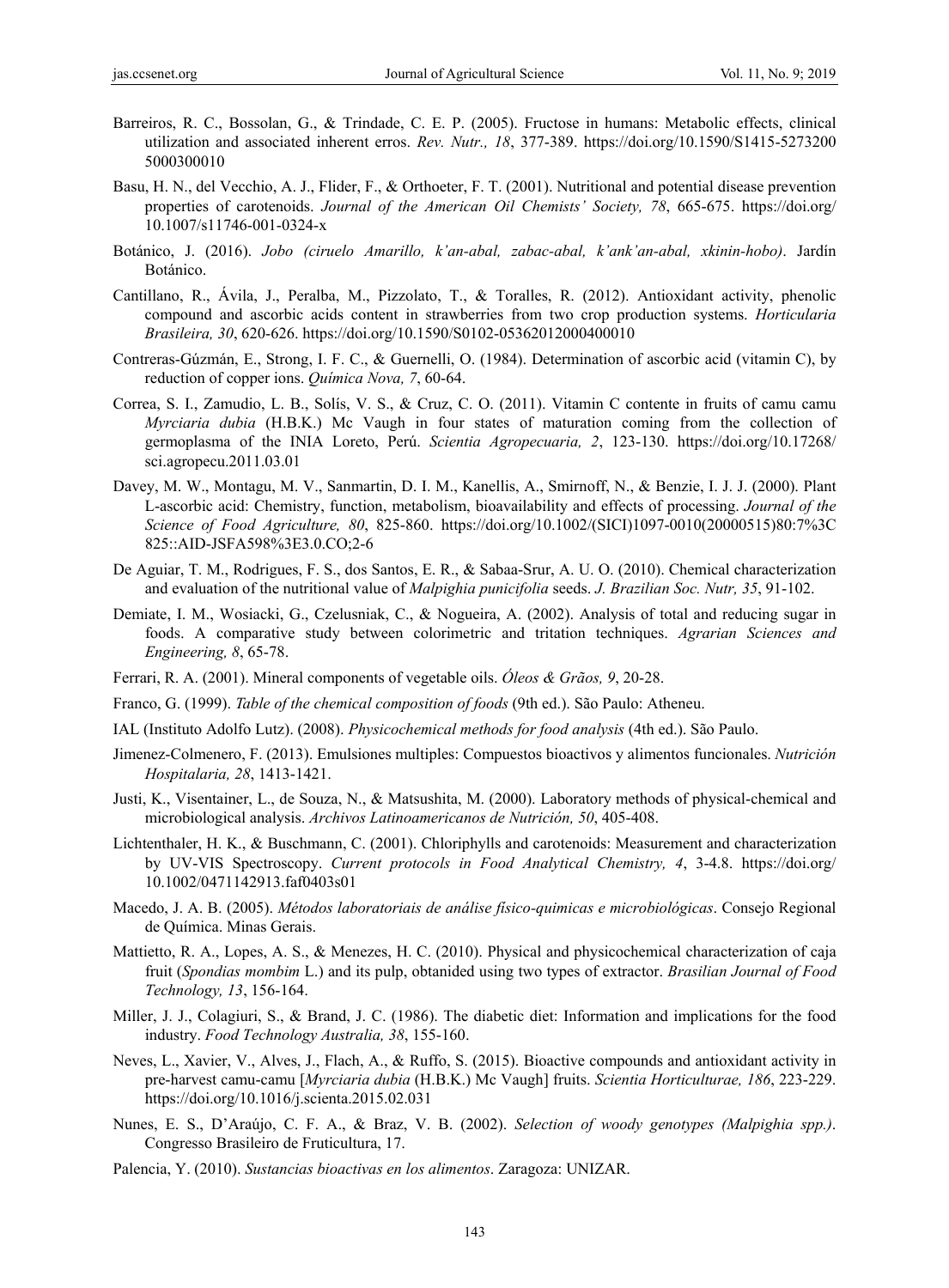Barreiros, R. C., Bossolan, G., & Trindade, C. E. P. (2005). Fructose in humans: Metabolic effects, clinical utilization and associated inherent erros. *Rev. Nutr., 18*, 377-389. https://doi.org/10.1590/S1415-52732005000300010

Basu, H. N., del Vecchio, A. J., Flider, F., & Orthoeter, F. T. (2001). Nutritional and potential disease prevention properties of carotenoids. *Journal of the American Oil Chemists' Society, 78*, 665-675. https://doi.org/10.1007/s11746-001-0324-x

Botánico, J. (2016). *Jobo (ciruelo Amarillo, k'an-abal, zabac-abal, k'ank'an-abal, xkinin-hobo)*. Jardín Botánico.

Cantillano, R., Ávila, J., Peralba, M., Pizzolato, T., & Toralles, R. (2012). Antioxidant activity, phenolic compound and ascorbic acids content in strawberries from two crop production systems. *Horticularia Brasileira, 30*, 620-626. https://doi.org/10.1590/S0102-05362012000400010

Contreras-Gúzmán, E., Strong, I. F. C., & Guernelli, O. (1984). Determination of ascorbic acid (vitamin C), by reduction of copper ions. *Química Nova, 7*, 60-64.

Correa, S. I., Zamudio, L. B., Solís, V. S., & Cruz, C. O. (2011). Vitamin C contente in fruits of camu camu *Myrciaria dubia* (H.B.K.) Mc Vaugh in four states of maturation coming from the collection of germoplasma of the INIA Loreto, Perú. *Scientia Agropecuaria, 2*, 123-130. https://doi.org/10.17268/sci.agropecu.2011.03.01

Davey, M. W., Montagu, M. V., Sanmartin, D. I. M., Kanellis, A., Smirnoff, N., & Benzie, I. J. J. (2000). Plant L-ascorbic acid: Chemistry, function, metabolism, bioavailability and effects of processing. *Journal of the Science of Food Agriculture, 80*, 825-860. https://doi.org/10.1002/(SICI)1097-0010(20000515)80:7%3C825::AID-JSFA598%3E3.0.CO;2-6

De Aguiar, T. M., Rodrigues, F. S., dos Santos, E. R., & Sabaa-Srur, A. U. O. (2010). Chemical characterization and evaluation of the nutritional value of *Malpighia punicifolia* seeds. *J. Brazilian Soc. Nutr, 35*, 91-102.

Demiate, I. M., Wosiacki, G., Czelusniak, C., & Nogueira, A. (2002). Analysis of total and reducing sugar in foods. A comparative study between colorimetric and tritation techniques. *Agrarian Sciences and Engineering, 8*, 65-78.

Ferrari, R. A. (2001). Mineral components of vegetable oils. *Óleos & Grãos, 9*, 20-28.

Franco, G. (1999). *Table of the chemical composition of foods* (9th ed.). São Paulo: Atheneu.

IAL (Instituto Adolfo Lutz). (2008). *Physicochemical methods for food analysis* (4th ed.). São Paulo.

Jimenez-Colmenero, F. (2013). Emulsiones multiples: Compuestos bioactivos y alimentos funcionales. *Nutrición Hospitalaria, 28*, 1413-1421.

Justi, K., Visentainer, L., de Souza, N., & Matsushita, M. (2000). Laboratory methods of physical-chemical and microbiological analysis. *Archivos Latinoamericanos de Nutrición, 50*, 405-408.

Lichtenthaler, H. K., & Buschmann, C. (2001). Chloriphylls and carotenoids: Measurement and characterization by UV-VIS Spectroscopy. *Current protocols in Food Analytical Chemistry, 4*, 3-4.8. https://doi.org/10.1002/0471142913.faf0403s01

Macedo, J. A. B. (2005). *Métodos laboratoriais de análise físico-quimicas e microbiológicas*. Consejo Regional de Química. Minas Gerais.

Mattietto, R. A., Lopes, A. S., & Menezes, H. C. (2010). Physical and physicochemical characterization of caja fruit (*Spondias mombim* L.) and its pulp, obtanided using two types of extractor. *Brasilian Journal of Food Technology, 13*, 156-164.

Miller, J. J., Colagiuri, S., & Brand, J. C. (1986). The diabetic diet: Information and implications for the food industry. *Food Technology Australia, 38*, 155-160.

Neves, L., Xavier, V., Alves, J., Flach, A., & Ruffo, S. (2015). Bioactive compounds and antioxidant activity in pre-harvest camu-camu [*Myrciaria dubia* (H.B.K.) Mc Vaugh] fruits. *Scientia Horticulturae, 186*, 223-229. https://doi.org/10.1016/j.scienta.2015.02.031

Nunes, E. S., D'Araújo, C. F. A., & Braz, V. B. (2002). *Selection of woody genotypes (Malpighia spp.)*. Congresso Brasileiro de Fruticultura, 17.

Palencia, Y. (2010). *Sustancias bioactivas en los alimentos*. Zaragoza: UNIZAR.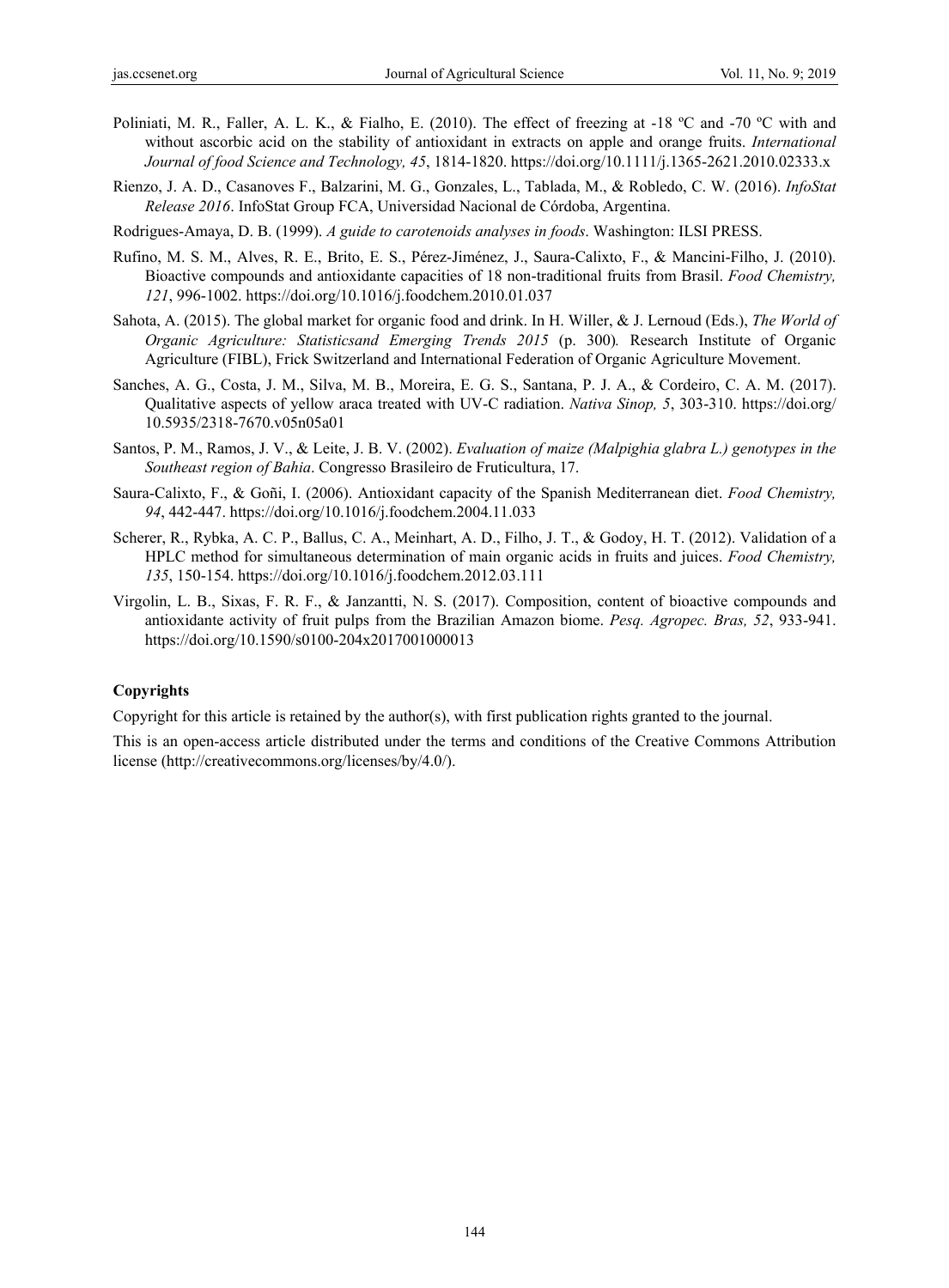Poliniati, M. R., Faller, A. L. K., & Fialho, E. (2010). The effect of freezing at -18 ºC and -70 ºC with and without ascorbic acid on the stability of antioxidant in extracts on apple and orange fruits. *International Journal of food Science and Technology, 45*, 1814-1820. https://doi.org/10.1111/j.1365-2621.2010.02333.x

Rienzo, J. A. D., Casanoves F., Balzarini, M. G., Gonzales, L., Tablada, M., & Robledo, C. W. (2016). *InfoStat Release 2016*. InfoStat Group FCA, Universidad Nacional de Córdoba, Argentina.

Rodrigues-Amaya, D. B. (1999). *A guide to carotenoids analyses in foods*. Washington: ILSI PRESS.

Rufino, M. S. M., Alves, R. E., Brito, E. S., Pérez-Jiménez, J., Saura-Calixto, F., & Mancini-Filho, J. (2010). Bioactive compounds and antioxidante capacities of 18 non-traditional fruits from Brasil. *Food Chemistry, 121*, 996-1002. https://doi.org/10.1016/j.foodchem.2010.01.037

Sahota, A. (2015). The global market for organic food and drink. In H. Willer, & J. Lernoud (Eds.), *The World of Organic Agriculture: Statisticsand Emerging Trends 2015* (p. 300)*.* Research Institute of Organic Agriculture (FIBL), Frick Switzerland and International Federation of Organic Agriculture Movement.

Sanches, A. G., Costa, J. M., Silva, M. B., Moreira, E. G. S., Santana, P. J. A., & Cordeiro, C. A. M. (2017). Qualitative aspects of yellow araca treated with UV-C radiation. *Nativa Sinop, 5*, 303-310. https://doi.org/10.5935/2318-7670.v05n05a01

Santos, P. M., Ramos, J. V., & Leite, J. B. V. (2002). *Evaluation of maize (Malpighia glabra L.) genotypes in the Southeast region of Bahia*. Congresso Brasileiro de Fruticultura, 17.

Saura-Calixto, F., & Goñi, I. (2006). Antioxidant capacity of the Spanish Mediterranean diet. *Food Chemistry, 94*, 442-447. https://doi.org/10.1016/j.foodchem.2004.11.033

Scherer, R., Rybka, A. C. P., Ballus, C. A., Meinhart, A. D., Filho, J. T., & Godoy, H. T. (2012). Validation of a HPLC method for simultaneous determination of main organic acids in fruits and juices. *Food Chemistry, 135*, 150-154. https://doi.org/10.1016/j.foodchem.2012.03.111

Virgolin, L. B., Sixas, F. R. F., & Janzantti, N. S. (2017). Composition, content of bioactive compounds and antioxidante activity of fruit pulps from the Brazilian Amazon biome. *Pesq. Agropec. Bras, 52*, 933-941. https://doi.org/10.1590/s0100-204x2017001000013

**Copyrights**

Copyright for this article is retained by the author(s), with first publication rights granted to the journal.

This is an open-access article distributed under the terms and conditions of the Creative Commons Attribution license (http://creativecommons.org/licenses/by/4.0/).